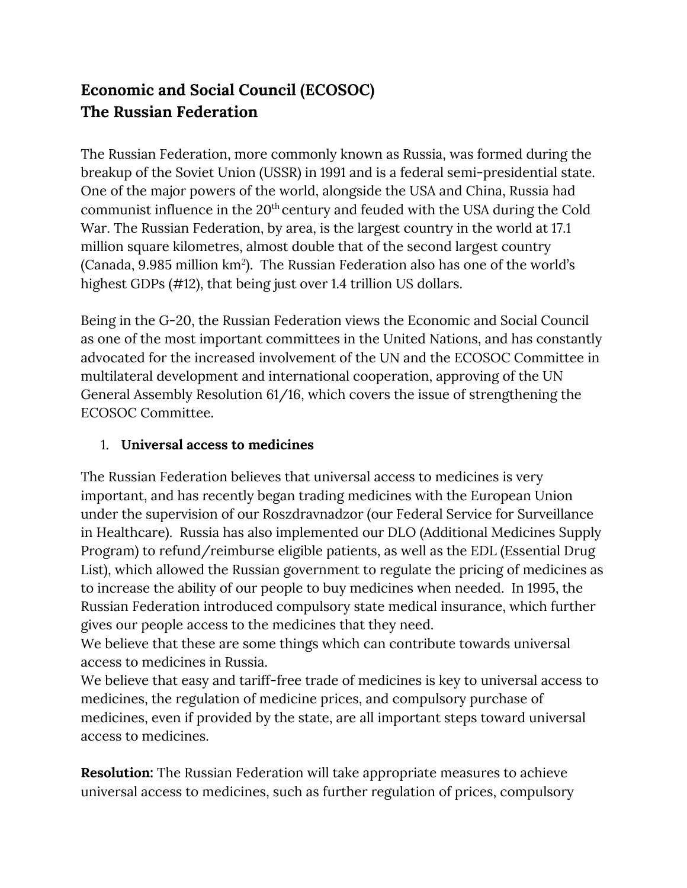**Economic and Social Council (ECOSOC)**
**The Russian Federation**

The Russian Federation, more commonly known as Russia, was formed during the breakup of the Soviet Union (USSR) in 1991 and is a federal semi-presidential state. One of the major powers of the world, alongside the USA and China, Russia had communist influence in the 20th century and feuded with the USA during the Cold War. The Russian Federation, by area, is the largest country in the world at 17.1 million square kilometres, almost double that of the second largest country (Canada, 9.985 million km$^2$). The Russian Federation also has one of the world's highest GDPs (#12), that being just over 1.4 trillion US dollars.

Being in the G-20, the Russian Federation views the Economic and Social Council as one of the most important committees in the United Nations, and has constantly advocated for the increased involvement of the UN and the ECOSOC Committee in multilateral development and international cooperation, approving of the UN General Assembly Resolution 61/16, which covers the issue of strengthening the ECOSOC Committee.

1. **Universal access to medicines**

The Russian Federation believes that universal access to medicines is very important, and has recently began trading medicines with the European Union under the supervision of our Roszdravnadzor (our Federal Service for Surveillance in Healthcare). Russia has also implemented our DLO (Additional Medicines Supply Program) to refund/reimburse eligible patients, as well as the EDL (Essential Drug List), which allowed the Russian government to regulate the pricing of medicines as to increase the ability of our people to buy medicines when needed. In 1995, the Russian Federation introduced compulsory state medical insurance, which further gives our people access to the medicines that they need.
We believe that these are some things which can contribute towards universal access to medicines in Russia.
We believe that easy and tariff-free trade of medicines is key to universal access to medicines, the regulation of medicine prices, and compulsory purchase of medicines, even if provided by the state, are all important steps toward universal access to medicines.

**Resolution:** The Russian Federation will take appropriate measures to achieve universal access to medicines, such as further regulation of prices, compulsory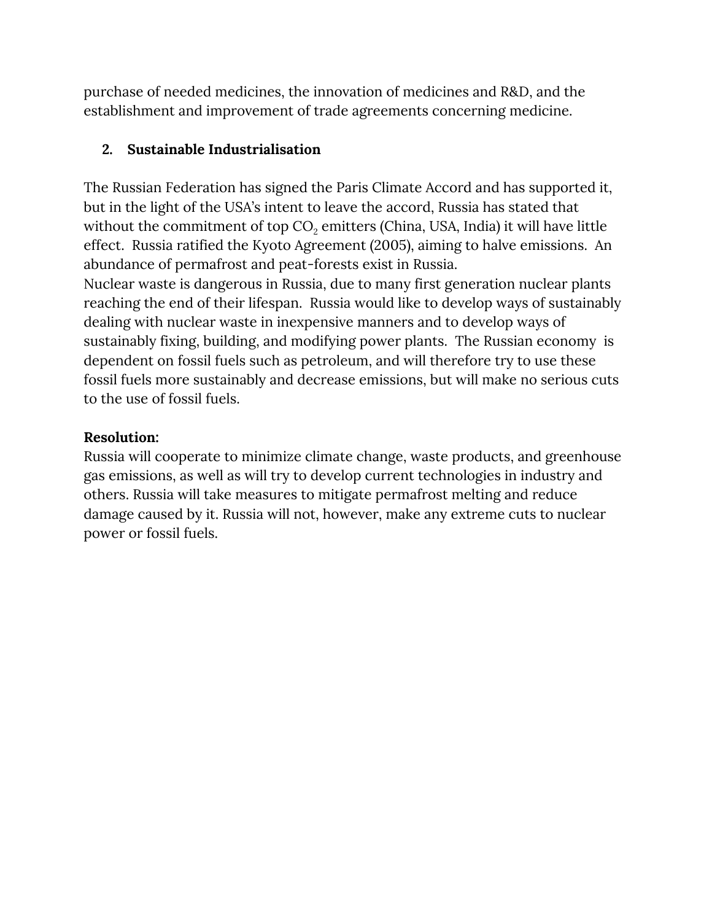purchase of needed medicines, the innovation of medicines and R&D, and the establishment and improvement of trade agreements concerning medicine.

2. **Sustainable Industrialisation**

The Russian Federation has signed the Paris Climate Accord and has supported it, but in the light of the USA's intent to leave the accord, Russia has stated that without the commitment of top $CO_2$ emitters (China, USA, India) it will have little effect. Russia ratified the Kyoto Agreement (2005), aiming to halve emissions. An abundance of permafrost and peat-forests exist in Russia.
Nuclear waste is dangerous in Russia, due to many first generation nuclear plants reaching the end of their lifespan. Russia would like to develop ways of sustainably dealing with nuclear waste in inexpensive manners and to develop ways of sustainably fixing, building, and modifying power plants. The Russian economy is dependent on fossil fuels such as petroleum, and will therefore try to use these fossil fuels more sustainably and decrease emissions, but will make no serious cuts to the use of fossil fuels.

**Resolution:**
Russia will cooperate to minimize climate change, waste products, and greenhouse gas emissions, as well as will try to develop current technologies in industry and others. Russia will take measures to mitigate permafrost melting and reduce damage caused by it. Russia will not, however, make any extreme cuts to nuclear power or fossil fuels.